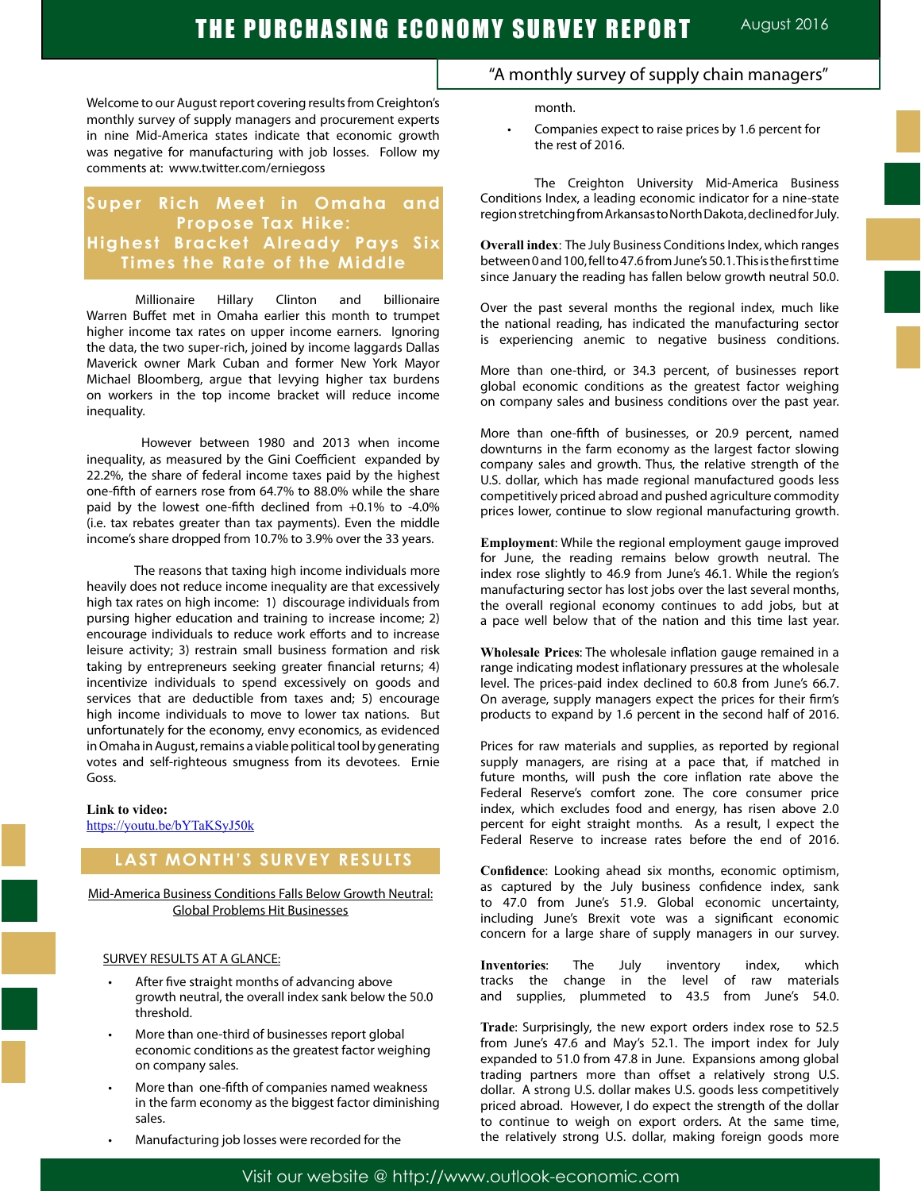# THE PURCHASING ECONOMY SURVEY REPORT

August 2016

"A monthly survey of supply chain managers"

Welcome to our August report covering results from Creighton's monthly survey of supply managers and procurement experts in nine Mid-America states indicate that economic growth was negative for manufacturing with job losses. Follow my comments at: www.twitter.com/erniegoss

## Super Rich Meet in Omaha and Propose Tax Hike: Highest Bracket Already Pays Six Times the Rate of the Middle

Millionaire Hillary Clinton and billionaire Warren Buffet met in Omaha earlier this month to trumpet higher income tax rates on upper income earners. Ignoring the data, the two super-rich, joined by income laggards Dallas Maverick owner Mark Cuban and former New York Mayor Michael Bloomberg, argue that levying higher tax burdens on workers in the top income bracket will reduce income inequality.

However between 1980 and 2013 when income inequality, as measured by the Gini Coefficient expanded by 22.2%, the share of federal income taxes paid by the highest one-fifth of earners rose from 64.7% to 88.0% while the share paid by the lowest one-fifth declined from +0.1% to -4.0% (i.e. tax rebates greater than tax payments). Even the middle income's share dropped from 10.7% to 3.9% over the 33 years.

The reasons that taxing high income individuals more heavily does not reduce income inequality are that excessively high tax rates on high income: 1) discourage individuals from pursing higher education and training to increase income; 2) encourage individuals to reduce work efforts and to increase leisure activity; 3) restrain small business formation and risk taking by entrepreneurs seeking greater financial returns; 4) incentivize individuals to spend excessively on goods and services that are deductible from taxes and; 5) encourage high income individuals to move to lower tax nations. But unfortunately for the economy, envy economics, as evidenced in Omaha in August, remains a viable political tool by generating votes and self-righteous smugness from its devotees. Ernie Goss.

**Link to video:**
[https://youtu.be/bYTaKSyJ50k](https://youtu.be/bYTaKSyJ50k)

## LAST MONTH'S SURVEY RESULTS

Mid-America Business Conditions Falls Below Growth Neutral: Global Problems Hit Businesses

SURVEY RESULTS AT A GLANCE:

- After five straight months of advancing above growth neutral, the overall index sank below the 50.0 threshold.
- More than one-third of businesses report global economic conditions as the greatest factor weighing on company sales.
- More than one-fifth of companies named weakness in the farm economy as the biggest factor diminishing sales.
- Manufacturing job losses were recorded for the month.
- Companies expect to raise prices by 1.6 percent for the rest of 2016.

The Creighton University Mid-America Business Conditions Index, a leading economic indicator for a nine-state region stretching from Arkansas to North Dakota, declined for July.

**Overall index**: The July Business Conditions Index, which ranges between 0 and 100, fell to 47.6 from June's 50.1. This is the first time since January the reading has fallen below growth neutral 50.0.

Over the past several months the regional index, much like the national reading, has indicated the manufacturing sector is experiencing anemic to negative business conditions.

More than one-third, or 34.3 percent, of businesses report global economic conditions as the greatest factor weighing on company sales and business conditions over the past year.

More than one-fifth of businesses, or 20.9 percent, named downturns in the farm economy as the largest factor slowing company sales and growth. Thus, the relative strength of the U.S. dollar, which has made regional manufactured goods less competitively priced abroad and pushed agriculture commodity prices lower, continue to slow regional manufacturing growth.

**Employment**: While the regional employment gauge improved for June, the reading remains below growth neutral. The index rose slightly to 46.9 from June's 46.1. While the region's manufacturing sector has lost jobs over the last several months, the overall regional economy continues to add jobs, but at a pace well below that of the nation and this time last year.

**Wholesale Prices**: The wholesale inflation gauge remained in a range indicating modest inflationary pressures at the wholesale level. The prices-paid index declined to 60.8 from June's 66.7. On average, supply managers expect the prices for their firm's products to expand by 1.6 percent in the second half of 2016.

Prices for raw materials and supplies, as reported by regional supply managers, are rising at a pace that, if matched in future months, will push the core inflation rate above the Federal Reserve's comfort zone. The core consumer price index, which excludes food and energy, has risen above 2.0 percent for eight straight months. As a result, I expect the Federal Reserve to increase rates before the end of 2016.

**Confidence**: Looking ahead six months, economic optimism, as captured by the July business confidence index, sank to 47.0 from June's 51.9. Global economic uncertainty, including June's Brexit vote was a significant economic concern for a large share of supply managers in our survey.

**Inventories**: The July inventory index, which tracks the change in the level of raw materials and supplies, plummeted to 43.5 from June's 54.0.

**Trade**: Surprisingly, the new export orders index rose to 52.5 from June's 47.6 and May's 52.1. The import index for July expanded to 51.0 from 47.8 in June. Expansions among global trading partners more than offset a relatively strong U.S. dollar. A strong U.S. dollar makes U.S. goods less competitively priced abroad. However, I do expect the strength of the dollar to continue to weigh on export orders. At the same time, the relatively strong U.S. dollar, making foreign goods more

Visit our website @ http://www.outlook-economic.com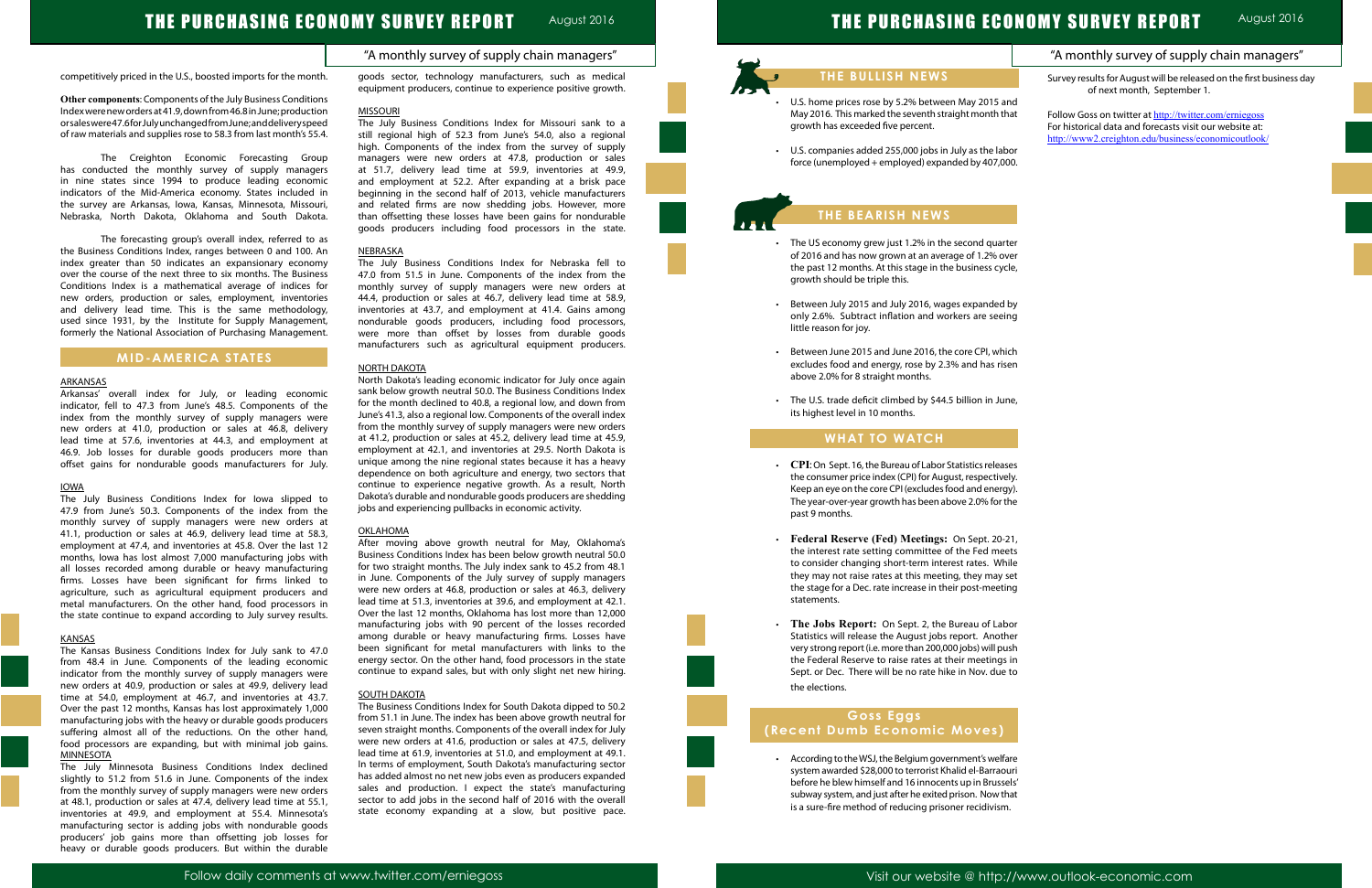competitively priced in the U.S., boosted imports for the month.

**Other components**: Components of the July Business Conditions Index were new orders at 41.9, down from 46.8 in June; production or sales were 47.6 for July unchanged from June; and delivery speed of raw materials and supplies rose to 58.3 from last month's 55.4.

The Creighton Economic Forecasting Group has conducted the monthly survey of supply managers in nine states since 1994 to produce leading economic indicators of the Mid-America economy. States included in the survey are Arkansas, Iowa, Kansas, Minnesota, Missouri, Nebraska, North Dakota, Oklahoma and South Dakota.

The forecasting group's overall index, referred to as the Business Conditions Index, ranges between 0 and 100. An index greater than 50 indicates an expansionary economy over the course of the next three to six months. The Business Conditions Index is a mathematical average of indices for new orders, production or sales, employment, inventories and delivery lead time. This is the same methodology, used since 1931, by the Institute for Supply Management, formerly the National Association of Purchasing Management.

## MID-AMERICA STATES

### ARKANSAS

Arkansas' overall index for July, or leading economic indicator, fell to 47.3 from June's 48.5. Components of the index from the monthly survey of supply managers were new orders at 41.0, production or sales at 46.8, delivery lead time at 57.6, inventories at 44.3, and employment at 46.9. Job losses for durable goods producers more than offset gains for nondurable goods manufacturers for July.

### IOWA

The July Business Conditions Index for Iowa slipped to 47.9 from June's 50.3. Components of the index from the monthly survey of supply managers were new orders at 41.1, production or sales at 46.9, delivery lead time at 58.3, employment at 47.4, and inventories at 45.8. Over the last 12 months, Iowa has lost almost 7,000 manufacturing jobs with all losses recorded among durable or heavy manufacturing firms. Losses have been significant for firms linked to agriculture, such as agricultural equipment producers and metal manufacturers. On the other hand, food processors in the state continue to expand according to July survey results.

### KANSAS

The Kansas Business Conditions Index for July sank to 47.0 from 48.4 in June. Components of the leading economic indicator from the monthly survey of supply managers were new orders at 40.9, production or sales at 49.9, delivery lead time at 54.0, employment at 46.7, and inventories at 43.7. Over the past 12 months, Kansas has lost approximately 1,000 manufacturing jobs with the heavy or durable goods producers suffering almost all of the reductions. On the other hand, food processors are expanding, but with minimal job gains.

### MINNESOTA

The July Minnesota Business Conditions Index declined slightly to 51.2 from 51.6 in June. Components of the index from the monthly survey of supply managers were new orders at 48.1, production or sales at 47.4, delivery lead time at 55.1, inventories at 49.9, and employment at 55.4. Minnesota's manufacturing sector is adding jobs with nondurable goods producers' job gains more than offsetting job losses for heavy or durable goods producers. But within the durable goods sector, technology manufacturers, such as medical equipment producers, continue to experience positive growth.

### MISSOURI

The July Business Conditions Index for Missouri sank to a still regional high of 52.3 from June's 54.0, also a regional high. Components of the index from the survey of supply managers were new orders at 47.8, production or sales at 51.7, delivery lead time at 59.9, inventories at 49.9, and employment at 52.2. After expanding at a brisk pace beginning in the second half of 2013, vehicle manufacturers and related firms are now shedding jobs. However, more than offsetting these losses have been gains for nondurable goods producers including food processors in the state.

### NEBRASKA

The July Business Conditions Index for Nebraska fell to 47.0 from 51.5 in June. Components of the index from the monthly survey of supply managers were new orders at 44.4, production or sales at 46.7, delivery lead time at 58.9, inventories at 43.7, and employment at 41.4. Gains among nondurable goods producers, including food processors, were more than offset by losses from durable goods manufacturers such as agricultural equipment producers.

### NORTH DAKOTA

North Dakota's leading economic indicator for July once again sank below growth neutral 50.0. The Business Conditions Index for the month declined to 40.8, a regional low, and down from June's 41.3, also a regional low. Components of the overall index from the monthly survey of supply managers were new orders at 41.2, production or sales at 45.2, delivery lead time at 45.9, employment at 42.1, and inventories at 29.5. North Dakota is unique among the nine regional states because it has a heavy dependence on both agriculture and energy, two sectors that continue to experience negative growth. As a result, North Dakota's durable and nondurable goods producers are shedding jobs and experiencing pullbacks in economic activity.

### OKLAHOMA

After moving above growth neutral for May, Oklahoma's Business Conditions Index has been below growth neutral 50.0 for two straight months. The July index sank to 45.2 from 48.1 in June. Components of the July survey of supply managers were new orders at 46.8, production or sales at 46.3, delivery lead time at 51.3, inventories at 39.6, and employment at 42.1. Over the last 12 months, Oklahoma has lost more than 12,000 manufacturing jobs with 90 percent of the losses recorded among durable or heavy manufacturing firms. Losses have been significant for metal manufacturers with links to the energy sector. On the other hand, food processors in the state continue to expand sales, but with only slight net new hiring.

### SOUTH DAKOTA

The Business Conditions Index for South Dakota dipped to 50.2 from 51.1 in June. The index has been above growth neutral for seven straight months. Components of the overall index for July were new orders at 41.6, production or sales at 47.5, delivery lead time at 61.9, inventories at 51.0, and employment at 49.1. In terms of employment, South Dakota's manufacturing sector has added almost no net new jobs even as producers expanded sales and production. I expect the state's manufacturing sector to add jobs in the second half of 2016 with the overall state economy expanding at a slow, but positive pace.

## THE BULLISH NEWS

- U.S. home prices rose by 5.2% between May 2015 and May 2016. This marked the seventh straight month that growth has exceeded five percent.
- U.S. companies added 255,000 jobs in July as the labor force (unemployed + employed) expanded by 407,000.

## THE BEARISH NEWS

- The US economy grew just 1.2% in the second quarter of 2016 and has now grown at an average of 1.2% over the past 12 months. At this stage in the business cycle, growth should be triple this.
- Between July 2015 and July 2016, wages expanded by only 2.6%. Subtract inflation and workers are seeing little reason for joy.
- Between June 2015 and June 2016, the core CPI, which excludes food and energy, rose by 2.3% and has risen above 2.0% for 8 straight months.
- The U.S. trade deficit climbed by $44.5 billion in June, its highest level in 10 months.

## WHAT TO WATCH

- **CPI**: On Sept. 16, the Bureau of Labor Statistics releases the consumer price index (CPI) for August, respectively. Keep an eye on the core CPI (excludes food and energy). The year-over-year growth has been above 2.0% for the past 9 months.
- **Federal Reserve (Fed) Meetings:** On Sept. 20-21, the interest rate setting committee of the Fed meets to consider changing short-term interest rates. While they may not raise rates at this meeting, they may set the stage for a Dec. rate increase in their post-meeting statements.
- **The Jobs Report:** On Sept. 2, the Bureau of Labor Statistics will release the August jobs report. Another very strong report (i.e. more than 200,000 jobs) will push the Federal Reserve to raise rates at their meetings in Sept. or Dec. There will be no rate hike in Nov. due to the elections.

## Goss Eggs (Recent Dumb Economic Moves)

- According to the WSJ, the Belgium government's welfare system awarded $28,000 to terrorist Khalid el-Barraouri before he blew himself and 16 innocents up in Brussels' subway system, and just after he exited prison. Now that is a sure-fire method of reducing prisoner recidivism.

Survey results for August will be released on the first business day of next month, September 1.

Follow Goss on twitter at http://twitter.com/erniegoss
For historical data and forecasts visit our website at:
http://www2.creighton.edu/business/economicoutlook/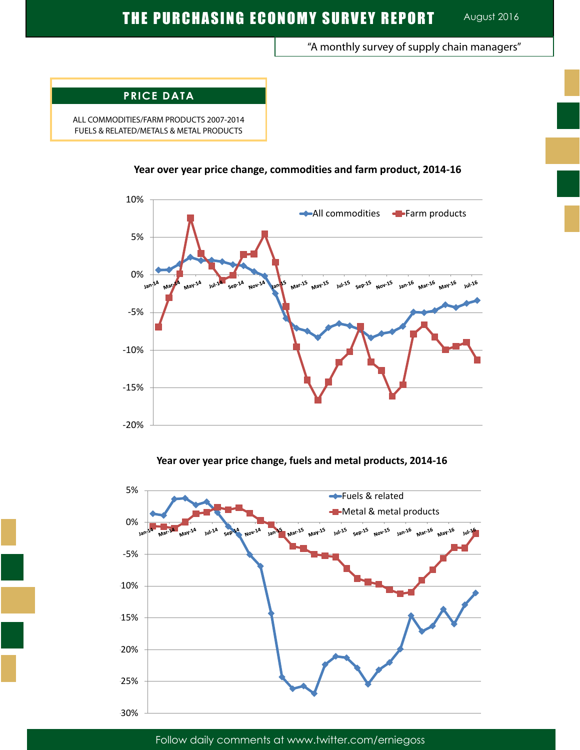# THE PURCHASING ECONOMY SURVEY REPORT

August 2016

"A monthly survey of supply chain managers"

## PRICE DATA

ALL COMMODITIES/FARM PRODUCTS 2007-2014
FUELS & RELATED/METALS & METAL PRODUCTS

**Year over year price change, commodities and farm product, 2014-16**

10%
5%
0%
-5%
-10%
-15%
-20%

Jan-14 Mar-14 May-14 Jul-14 Sep-14 Nov-14 Jan-15 Mar-15 May-15 Jul-15 Sep-15 Nov-15 Jan-16 Mar-16 May-16 Jul-16

All commodities
Farm products

**Year over year price change, fuels and metal products, 2014-16**

5%
0%
-5%
10%
15%
20%
25%
30%

Jan-14 Mar-14 May-14 Jul-14 Sep-14 Nov-14 Jan-15 Mar-15 May-15 Jul-15 Sep-15 Nov-15 Jan-16 Mar-16 May-16 Jul-16

Fuels & related
Metal & metal products

Follow daily comments at www.twitter.com/erniegoss